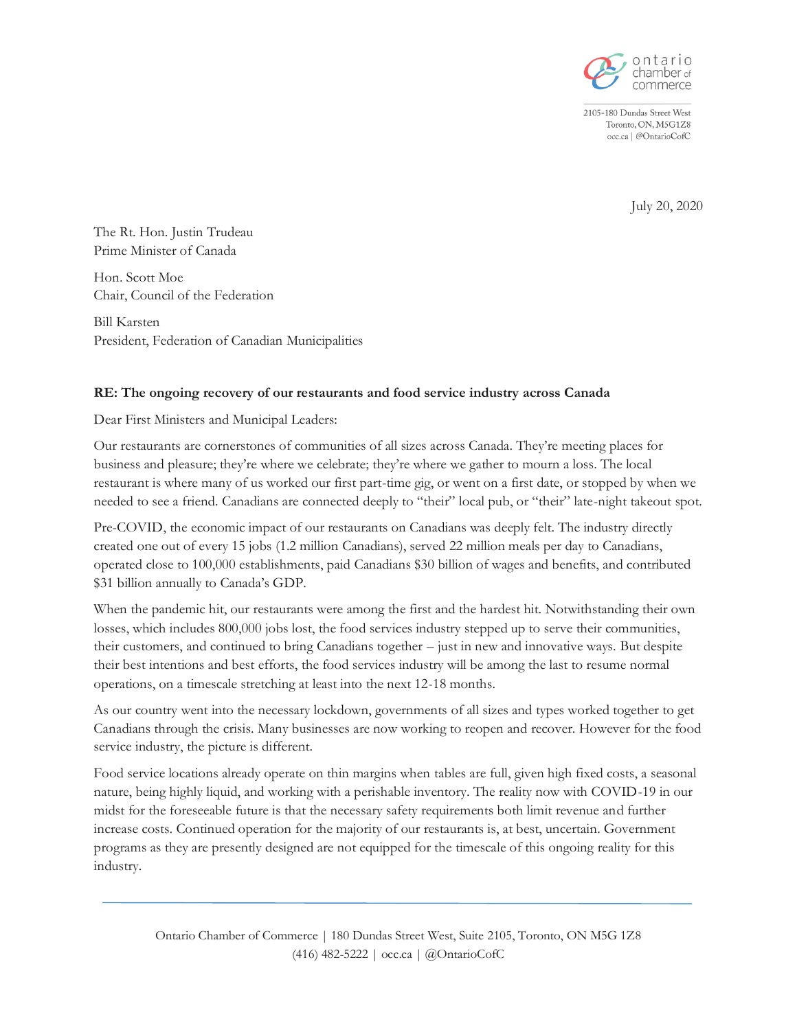ontario chamber of commerce

2105-180 Dundas Street West
Toronto, ON, M5G1Z8
occ.ca | @OntarioCofC

July 20, 2020

The Rt. Hon. Justin Trudeau
Prime Minister of Canada

Hon. Scott Moe
Chair, Council of the Federation

Bill Karsten
President, Federation of Canadian Municipalities

**RE: The ongoing recovery of our restaurants and food service industry across Canada**

Dear First Ministers and Municipal Leaders:

Our restaurants are cornerstones of communities of all sizes across Canada. They're meeting places for business and pleasure; they're where we celebrate; they're where we gather to mourn a loss. The local restaurant is where many of us worked our first part-time gig, or went on a first date, or stopped by when we needed to see a friend. Canadians are connected deeply to "their" local pub, or "their" late-night takeout spot.

Pre-COVID, the economic impact of our restaurants on Canadians was deeply felt. The industry directly created one out of every 15 jobs (1.2 million Canadians), served 22 million meals per day to Canadians, operated close to 100,000 establishments, paid Canadians $30 billion of wages and benefits, and contributed $31 billion annually to Canada's GDP.

When the pandemic hit, our restaurants were among the first and the hardest hit. Notwithstanding their own losses, which includes 800,000 jobs lost, the food services industry stepped up to serve their communities, their customers, and continued to bring Canadians together – just in new and innovative ways. But despite their best intentions and best efforts, the food services industry will be among the last to resume normal operations, on a timescale stretching at least into the next 12-18 months.

As our country went into the necessary lockdown, governments of all sizes and types worked together to get Canadians through the crisis. Many businesses are now working to reopen and recover. However for the food service industry, the picture is different.

Food service locations already operate on thin margins when tables are full, given high fixed costs, a seasonal nature, being highly liquid, and working with a perishable inventory. The reality now with COVID-19 in our midst for the foreseeable future is that the necessary safety requirements both limit revenue and further increase costs. Continued operation for the majority of our restaurants is, at best, uncertain. Government programs as they are presently designed are not equipped for the timescale of this ongoing reality for this industry.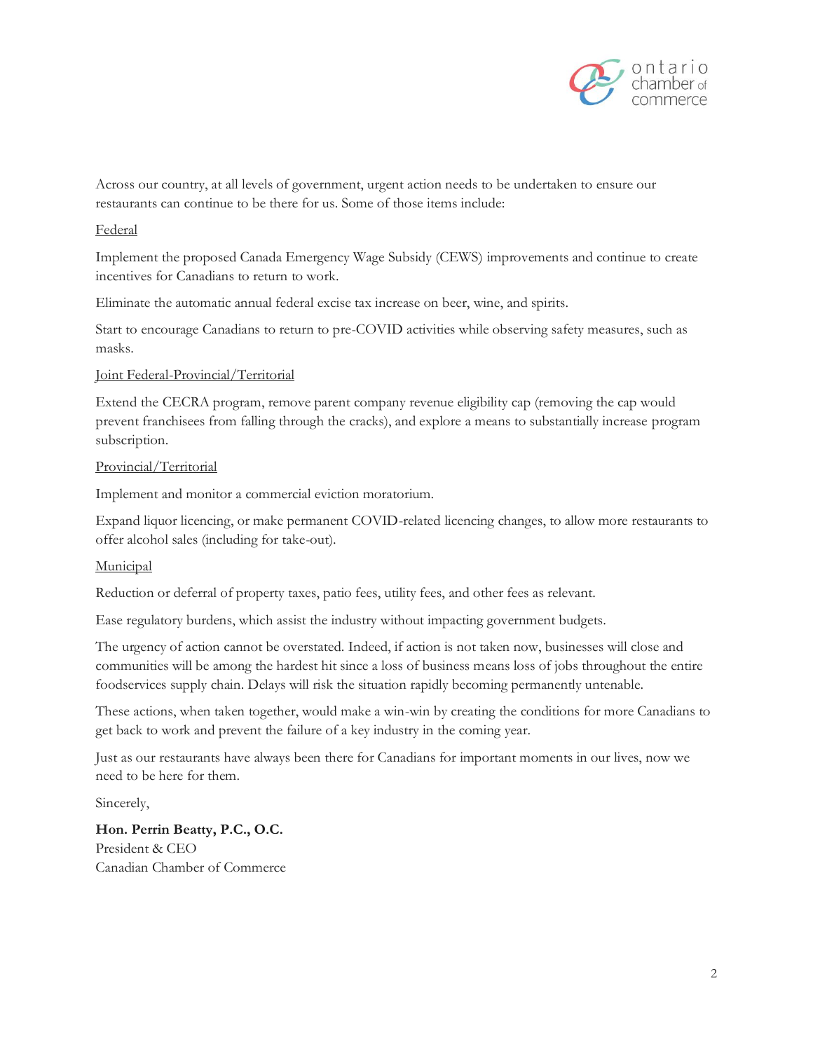Across our country, at all levels of government, urgent action needs to be undertaken to ensure our restaurants can continue to be there for us. Some of those items include:

Federal

Implement the proposed Canada Emergency Wage Subsidy (CEWS) improvements and continue to create incentives for Canadians to return to work.

Eliminate the automatic annual federal excise tax increase on beer, wine, and spirits.

Start to encourage Canadians to return to pre-COVID activities while observing safety measures, such as masks.

Joint Federal-Provincial/Territorial

Extend the CECRA program, remove parent company revenue eligibility cap (removing the cap would prevent franchisees from falling through the cracks), and explore a means to substantially increase program subscription.

Provincial/Territorial

Implement and monitor a commercial eviction moratorium.

Expand liquor licencing, or make permanent COVID-related licencing changes, to allow more restaurants to offer alcohol sales (including for take-out).

Municipal

Reduction or deferral of property taxes, patio fees, utility fees, and other fees as relevant.

Ease regulatory burdens, which assist the industry without impacting government budgets.

The urgency of action cannot be overstated. Indeed, if action is not taken now, businesses will close and communities will be among the hardest hit since a loss of business means loss of jobs throughout the entire foodservices supply chain. Delays will risk the situation rapidly becoming permanently untenable.

These actions, when taken together, would make a win-win by creating the conditions for more Canadians to get back to work and prevent the failure of a key industry in the coming year.

Just as our restaurants have always been there for Canadians for important moments in our lives, now we need to be here for them.

Sincerely,

**Hon. Perrin Beatty, P.C., O.C.**
President & CEO
Canadian Chamber of Commerce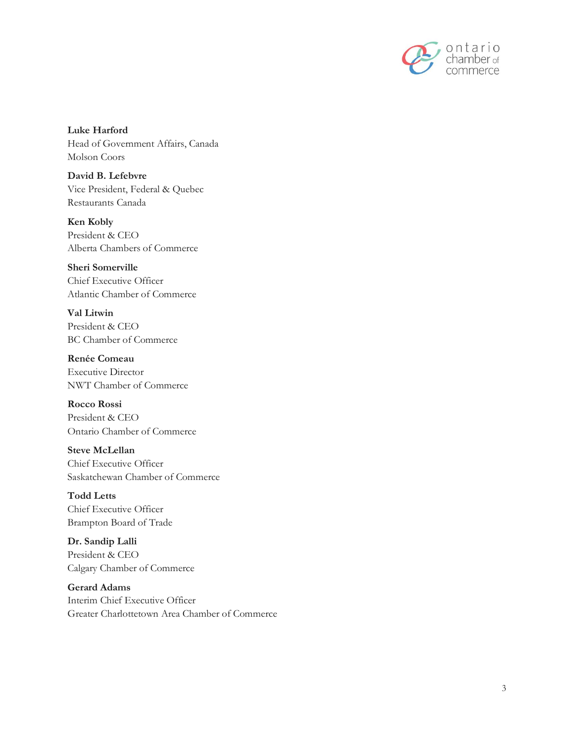**Luke Harford**
Head of Government Affairs, Canada
Molson Coors

**David B. Lefebvre**
Vice President, Federal & Quebec
Restaurants Canada

**Ken Kobly**
President & CEO
Alberta Chambers of Commerce

**Sheri Somerville**
Chief Executive Officer
Atlantic Chamber of Commerce

**Val Litwin**
President & CEO
BC Chamber of Commerce

**Renée Comeau**
Executive Director
NWT Chamber of Commerce

**Rocco Rossi**
President & CEO
Ontario Chamber of Commerce

**Steve McLellan**
Chief Executive Officer
Saskatchewan Chamber of Commerce

**Todd Letts**
Chief Executive Officer
Brampton Board of Trade

**Dr. Sandip Lalli**
President & CEO
Calgary Chamber of Commerce

**Gerard Adams**
Interim Chief Executive Officer
Greater Charlottetown Area Chamber of Commerce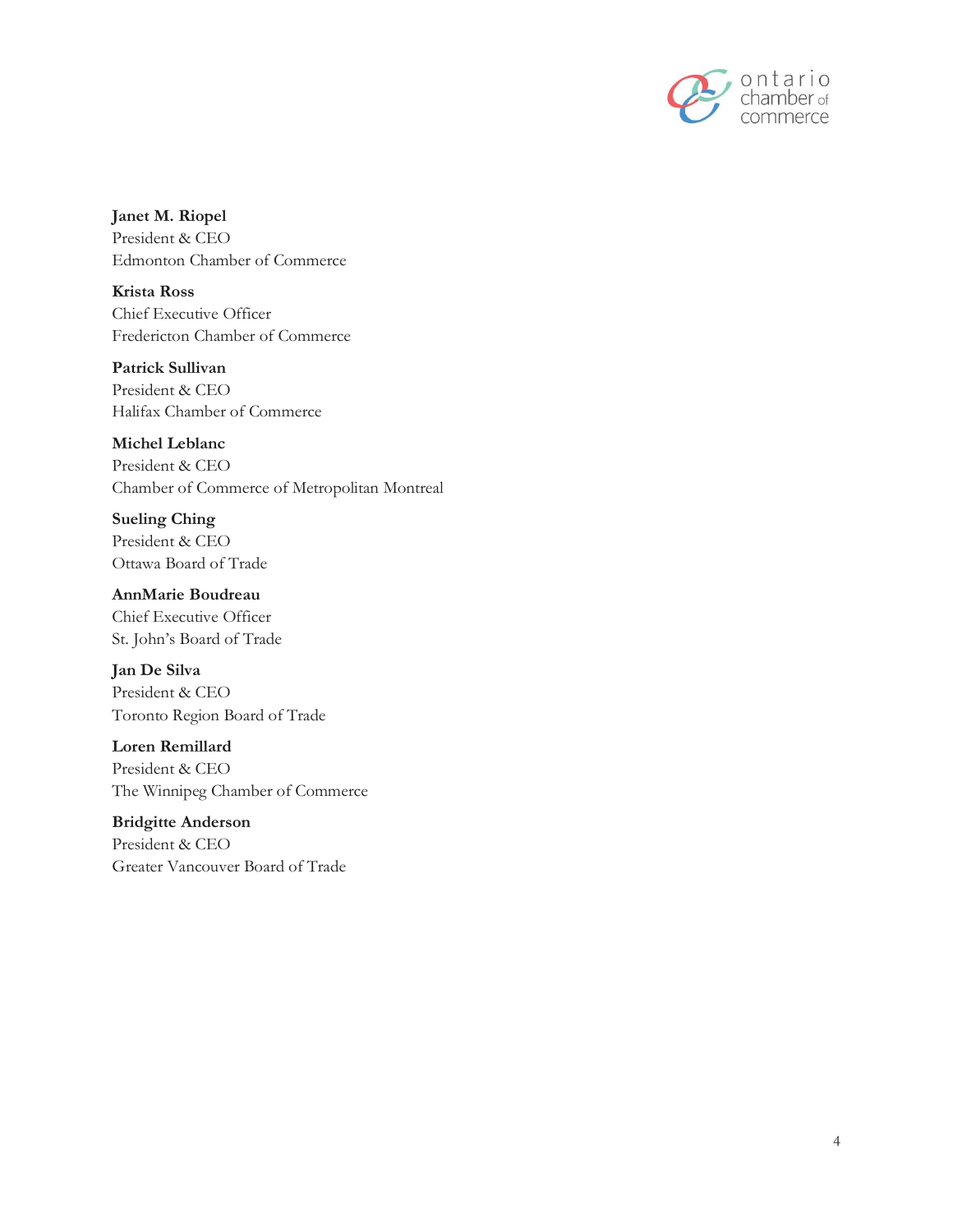**Janet M. Riopel**
President & CEO
Edmonton Chamber of Commerce

**Krista Ross**
Chief Executive Officer
Fredericton Chamber of Commerce

**Patrick Sullivan**
President & CEO
Halifax Chamber of Commerce

**Michel Leblanc**
President & CEO
Chamber of Commerce of Metropolitan Montreal

**Sueling Ching**
President & CEO
Ottawa Board of Trade

**AnnMarie Boudreau**
Chief Executive Officer
St. John's Board of Trade

**Jan De Silva**
President & CEO
Toronto Region Board of Trade

**Loren Remillard**
President & CEO
The Winnipeg Chamber of Commerce

**Bridgitte Anderson**
President & CEO
Greater Vancouver Board of Trade